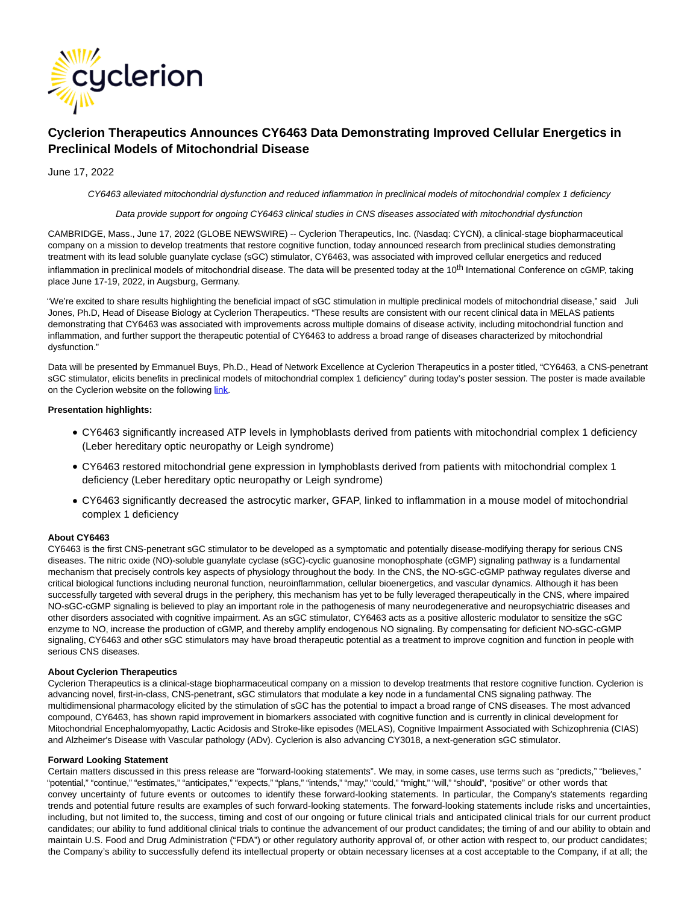# Cyclerion Therapeutics Announces CY6463 Data Demonstrating Improved Cellular Energetics in Preclinical Models of Mitochondrial Disease

June 17, 2022

*CY6463 alleviated mitochondrial dysfunction and reduced inflammation in preclinical models of mitochondrial complex 1 deficiency*

*Data provide support for ongoing CY6463 clinical studies in CNS diseases associated with mitochondrial dysfunction*

CAMBRIDGE, Mass., June 17, 2022 (GLOBE NEWSWIRE) -- Cyclerion Therapeutics, Inc. (Nasdaq: CYCN), a clinical-stage biopharmaceutical company on a mission to develop treatments that restore cognitive function, today announced research from preclinical studies demonstrating treatment with its lead soluble guanylate cyclase (sGC) stimulator, CY6463, was associated with improved cellular energetics and reduced inflammation in preclinical models of mitochondrial disease. The data will be presented today at the 10th International Conference on cGMP, taking place June 17-19, 2022, in Augsburg, Germany.

"We're excited to share results highlighting the beneficial impact of sGC stimulation in multiple preclinical models of mitochondrial disease," said Juli Jones, Ph.D, Head of Disease Biology at Cyclerion Therapeutics. "These results are consistent with our recent clinical data in MELAS patients demonstrating that CY6463 was associated with improvements across multiple domains of disease activity, including mitochondrial function and inflammation, and further support the therapeutic potential of CY6463 to address a broad range of diseases characterized by mitochondrial dysfunction."

Data will be presented by Emmanuel Buys, Ph.D., Head of Network Excellence at Cyclerion Therapeutics in a poster titled, "CY6463, a CNS-penetrant sGC stimulator, elicits benefits in preclinical models of mitochondrial complex 1 deficiency" during today's poster session. The poster is made available on the Cyclerion website on the following link.

**Presentation highlights:**

- CY6463 significantly increased ATP levels in lymphoblasts derived from patients with mitochondrial complex 1 deficiency (Leber hereditary optic neuropathy or Leigh syndrome)
- CY6463 restored mitochondrial gene expression in lymphoblasts derived from patients with mitochondrial complex 1 deficiency (Leber hereditary optic neuropathy or Leigh syndrome)
- CY6463 significantly decreased the astrocytic marker, GFAP, linked to inflammation in a mouse model of mitochondrial complex 1 deficiency

**About CY6463**

CY6463 is the first CNS-penetrant sGC stimulator to be developed as a symptomatic and potentially disease-modifying therapy for serious CNS diseases. The nitric oxide (NO)-soluble guanylate cyclase (sGC)-cyclic guanosine monophosphate (cGMP) signaling pathway is a fundamental mechanism that precisely controls key aspects of physiology throughout the body. In the CNS, the NO-sGC-cGMP pathway regulates diverse and critical biological functions including neuronal function, neuroinflammation, cellular bioenergetics, and vascular dynamics. Although it has been successfully targeted with several drugs in the periphery, this mechanism has yet to be fully leveraged therapeutically in the CNS, where impaired NO-sGC-cGMP signaling is believed to play an important role in the pathogenesis of many neurodegenerative and neuropsychiatric diseases and other disorders associated with cognitive impairment. As an sGC stimulator, CY6463 acts as a positive allosteric modulator to sensitize the sGC enzyme to NO, increase the production of cGMP, and thereby amplify endogenous NO signaling. By compensating for deficient NO-sGC-cGMP signaling, CY6463 and other sGC stimulators may have broad therapeutic potential as a treatment to improve cognition and function in people with serious CNS diseases.

**About Cyclerion Therapeutics**

Cyclerion Therapeutics is a clinical-stage biopharmaceutical company on a mission to develop treatments that restore cognitive function. Cyclerion is advancing novel, first-in-class, CNS-penetrant, sGC stimulators that modulate a key node in a fundamental CNS signaling pathway. The multidimensional pharmacology elicited by the stimulation of sGC has the potential to impact a broad range of CNS diseases. The most advanced compound, CY6463, has shown rapid improvement in biomarkers associated with cognitive function and is currently in clinical development for Mitochondrial Encephalomyopathy, Lactic Acidosis and Stroke-like episodes (MELAS), Cognitive Impairment Associated with Schizophrenia (CIAS) and Alzheimer's Disease with Vascular pathology (ADv). Cyclerion is also advancing CY3018, a next-generation sGC stimulator.

**Forward Looking Statement**

Certain matters discussed in this press release are "forward-looking statements". We may, in some cases, use terms such as "predicts," "believes," "potential," "continue," "estimates," "anticipates," "expects," "plans," "intends," "may," "could," "might," "will," "should", "positive" or other words that convey uncertainty of future events or outcomes to identify these forward-looking statements. In particular, the Company's statements regarding trends and potential future results are examples of such forward-looking statements. The forward-looking statements include risks and uncertainties, including, but not limited to, the success, timing and cost of our ongoing or future clinical trials and anticipated clinical trials for our current product candidates; our ability to fund additional clinical trials to continue the advancement of our product candidates; the timing of and our ability to obtain and maintain U.S. Food and Drug Administration ("FDA") or other regulatory authority approval of, or other action with respect to, our product candidates; the Company's ability to successfully defend its intellectual property or obtain necessary licenses at a cost acceptable to the Company, if at all; the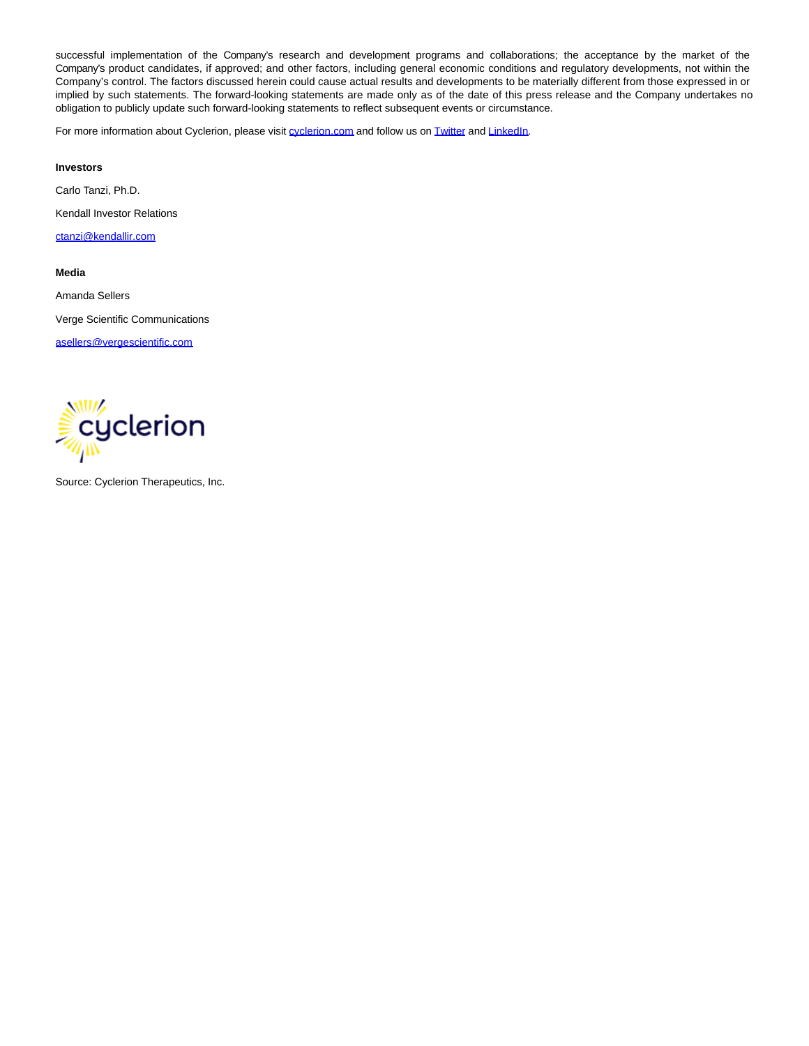successful implementation of the Company's research and development programs and collaborations; the acceptance by the market of the Company's product candidates, if approved; and other factors, including general economic conditions and regulatory developments, not within the Company's control. The factors discussed herein could cause actual results and developments to be materially different from those expressed in or implied by such statements. The forward-looking statements are made only as of the date of this press release and the Company undertakes no obligation to publicly update such forward-looking statements to reflect subsequent events or circumstance.

For more information about Cyclerion, please visit cyclerion.com and follow us on Twitter and LinkedIn.

**Investors**

Carlo Tanzi, Ph.D.

Kendall Investor Relations

ctanzi@kendallir.com

**Media**

Amanda Sellers

Verge Scientific Communications

asellers@vergescientific.com

cyclerion

Source: Cyclerion Therapeutics, Inc.